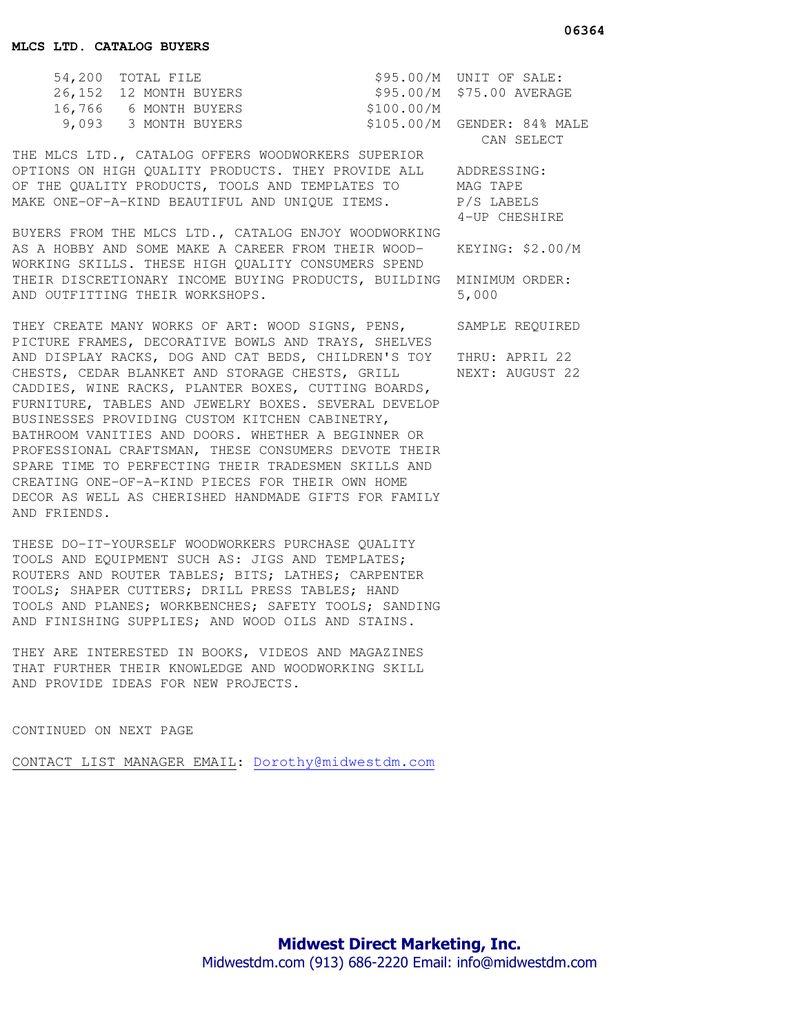06364

**MLCS LTD. CATALOG BUYERS**

| Count | Segment | Price |
|---|---|---|
| 54,200 | TOTAL FILE | $95.00/M |
| 26,152 | 12 MONTH BUYERS | $95.00/M |
| 16,766 | 6 MONTH BUYERS | $100.00/M |
| 9,093 | 3 MONTH BUYERS | $105.00/M |

UNIT OF SALE: $75.00 AVERAGE

GENDER: 84% MALE
CAN SELECT

ADDRESSING:
MAG TAPE
P/S LABELS
4-UP CHESHIRE

KEYING: $2.00/M

MINIMUM ORDER: 5,000

SAMPLE REQUIRED

THRU: APRIL 22
NEXT: AUGUST 22

THE MLCS LTD., CATALOG OFFERS WOODWORKERS SUPERIOR OPTIONS ON HIGH QUALITY PRODUCTS. THEY PROVIDE ALL OF THE QUALITY PRODUCTS, TOOLS AND TEMPLATES TO MAKE ONE-OF-A-KIND BEAUTIFUL AND UNIQUE ITEMS.

BUYERS FROM THE MLCS LTD., CATALOG ENJOY WOODWORKING AS A HOBBY AND SOME MAKE A CAREER FROM THEIR WOODWORKING SKILLS. THESE HIGH QUALITY CONSUMERS SPEND THEIR DISCRETIONARY INCOME BUYING PRODUCTS, BUILDING AND OUTFITTING THEIR WORKSHOPS.

THEY CREATE MANY WORKS OF ART: WOOD SIGNS, PENS, PICTURE FRAMES, DECORATIVE BOWLS AND TRAYS, SHELVES AND DISPLAY RACKS, DOG AND CAT BEDS, CHILDREN'S TOY CHESTS, CEDAR BLANKET AND STORAGE CHESTS, GRILL CADDIES, WINE RACKS, PLANTER BOXES, CUTTING BOARDS, FURNITURE, TABLES AND JEWELRY BOXES. SEVERAL DEVELOP BUSINESSES PROVIDING CUSTOM KITCHEN CABINETRY, BATHROOM VANITIES AND DOORS. WHETHER A BEGINNER OR PROFESSIONAL CRAFTSMAN, THESE CONSUMERS DEVOTE THEIR SPARE TIME TO PERFECTING THEIR TRADESMEN SKILLS AND CREATING ONE-OF-A-KIND PIECES FOR THEIR OWN HOME DECOR AS WELL AS CHERISHED HANDMADE GIFTS FOR FAMILY AND FRIENDS.

THESE DO-IT-YOURSELF WOODWORKERS PURCHASE QUALITY TOOLS AND EQUIPMENT SUCH AS: JIGS AND TEMPLATES; ROUTERS AND ROUTER TABLES; BITS; LATHES; CARPENTER TOOLS; SHAPER CUTTERS; DRILL PRESS TABLES; HAND TOOLS AND PLANES; WORKBENCHES; SAFETY TOOLS; SANDING AND FINISHING SUPPLIES; AND WOOD OILS AND STAINS.

THEY ARE INTERESTED IN BOOKS, VIDEOS AND MAGAZINES THAT FURTHER THEIR KNOWLEDGE AND WOODWORKING SKILL AND PROVIDE IDEAS FOR NEW PROJECTS.

CONTINUED ON NEXT PAGE

CONTACT LIST MANAGER EMAIL: Dorothy@midwestdm.com

**Midwest Direct Marketing, Inc.**
Midwestdm.com (913) 686-2220 Email: info@midwestdm.com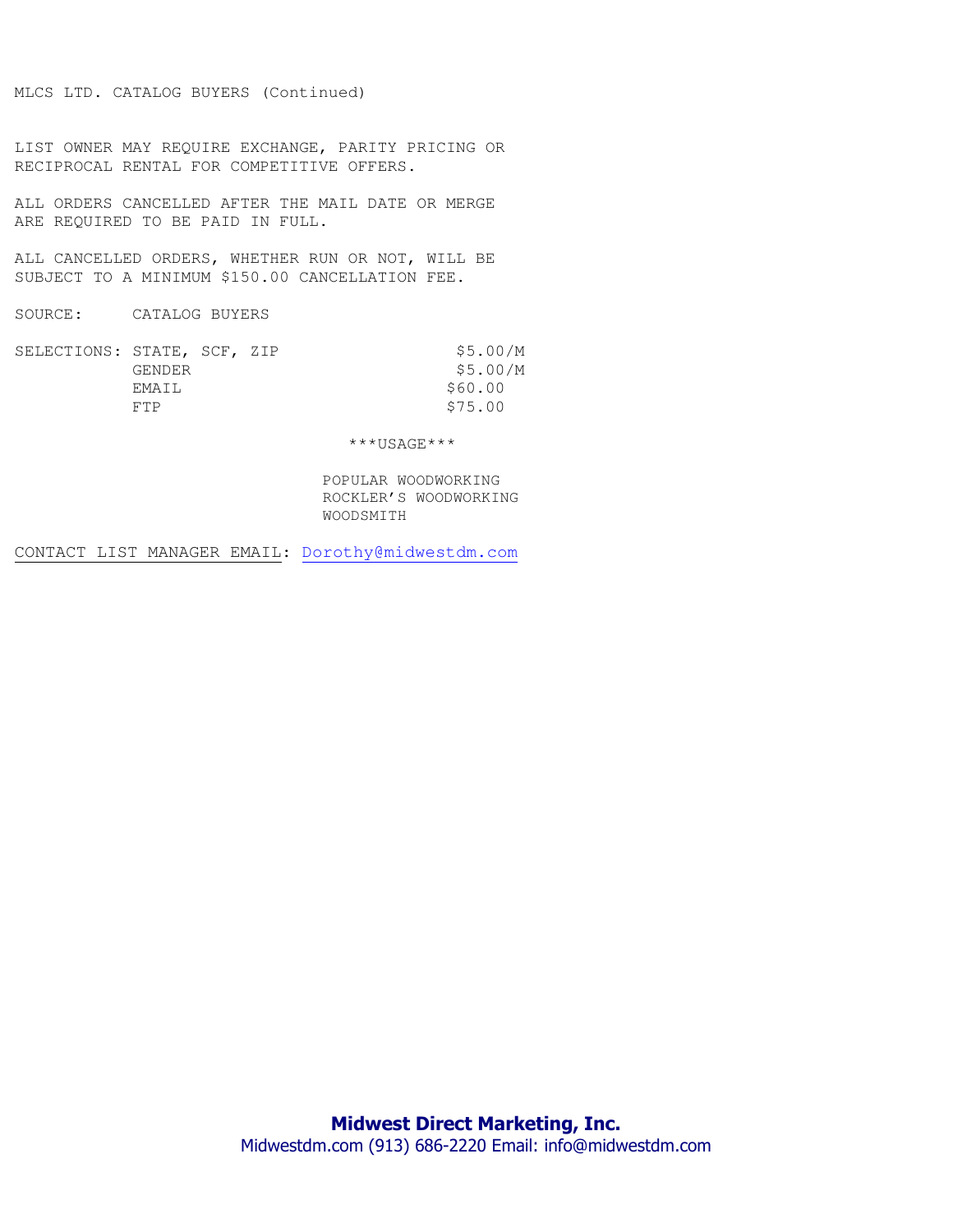MLCS LTD. CATALOG BUYERS (Continued)

LIST OWNER MAY REQUIRE EXCHANGE, PARITY PRICING OR RECIPROCAL RENTAL FOR COMPETITIVE OFFERS.

ALL ORDERS CANCELLED AFTER THE MAIL DATE OR MERGE ARE REQUIRED TO BE PAID IN FULL.

ALL CANCELLED ORDERS, WHETHER RUN OR NOT, WILL BE SUBJECT TO A MINIMUM $150.00 CANCELLATION FEE.

SOURCE: CATALOG BUYERS

| | | |
|---|---|---|
| SELECTIONS: | STATE, SCF, ZIP | $5.00/M |
| | GENDER | $5.00/M |
| | EMAIL | $60.00 |
| | FTP | $75.00 |

***USAGE***

POPULAR WOODWORKING
ROCKLER'S WOODWORKING
WOODSMITH

CONTACT LIST MANAGER EMAIL: Dorothy@midwestdm.com

**Midwest Direct Marketing, Inc.**
Midwestdm.com (913) 686-2220 Email: info@midwestdm.com